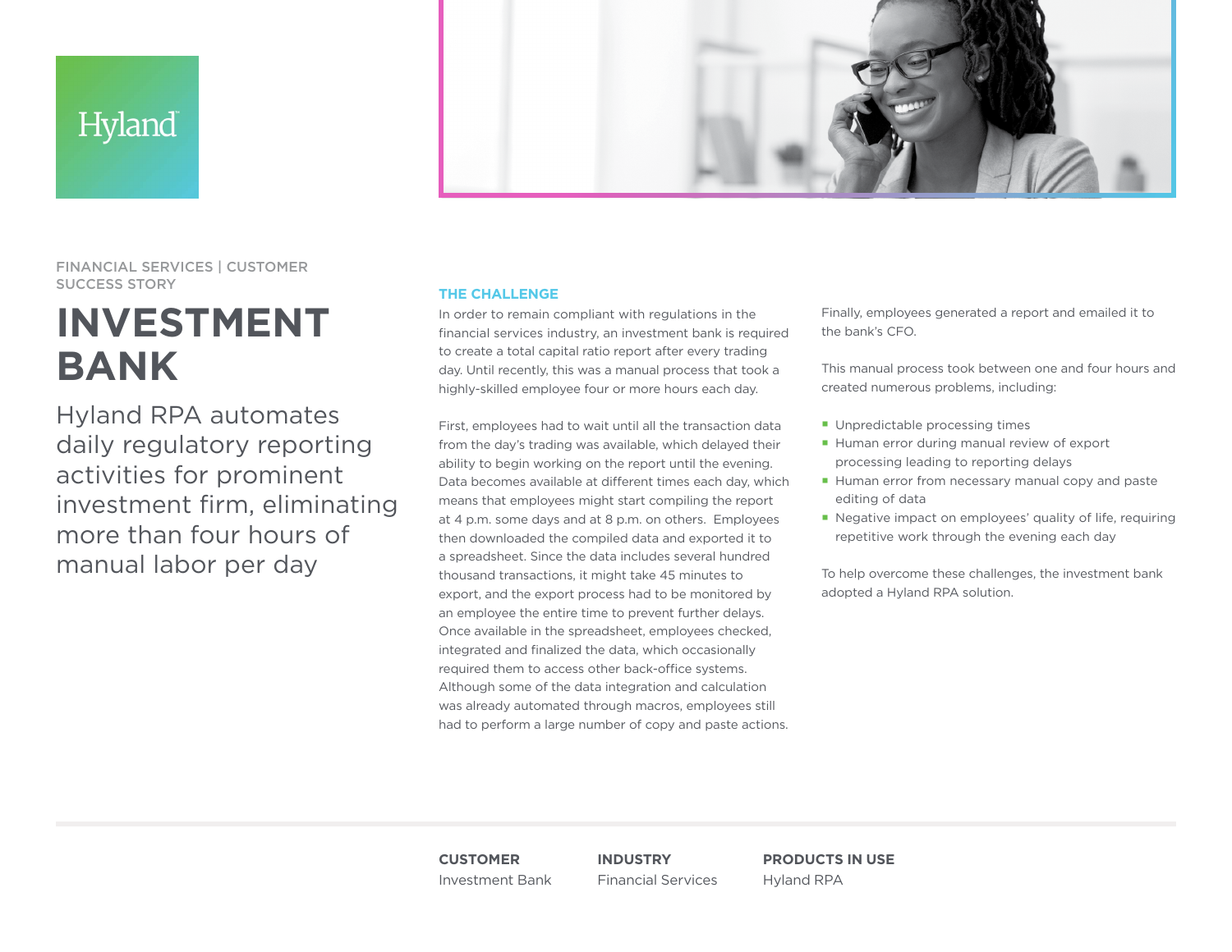Hyland

FINANCIAL SERVICES | CUSTOMER SUCCESS STORY

# INVESTMENT BANK

## Hyland RPA automates daily regulatory reporting activities for prominent investment firm, eliminating more than four hours of manual labor per day

### THE CHALLENGE

In order to remain compliant with regulations in the financial services industry, an investment bank is required to create a total capital ratio report after every trading day. Until recently, this was a manual process that took a highly-skilled employee four or more hours each day.

First, employees had to wait until all the transaction data from the day's trading was available, which delayed their ability to begin working on the report until the evening. Data becomes available at different times each day, which means that employees might start compiling the report at 4 p.m. some days and at 8 p.m. on others. Employees then downloaded the compiled data and exported it to a spreadsheet. Since the data includes several hundred thousand transactions, it might take 45 minutes to export, and the export process had to be monitored by an employee the entire time to prevent further delays. Once available in the spreadsheet, employees checked, integrated and finalized the data, which occasionally required them to access other back-office systems. Although some of the data integration and calculation was already automated through macros, employees still had to perform a large number of copy and paste actions. Finally, employees generated a report and emailed it to the bank's CFO.

This manual process took between one and four hours and created numerous problems, including:

- Unpredictable processing times
- Human error during manual review of export processing leading to reporting delays
- Human error from necessary manual copy and paste editing of data
- Negative impact on employees' quality of life, requiring repetitive work through the evening each day

To help overcome these challenges, the investment bank adopted a Hyland RPA solution.

| CUSTOMER | INDUSTRY | PRODUCTS IN USE |
| --- | --- | --- |
| Investment Bank | Financial Services | Hyland RPA |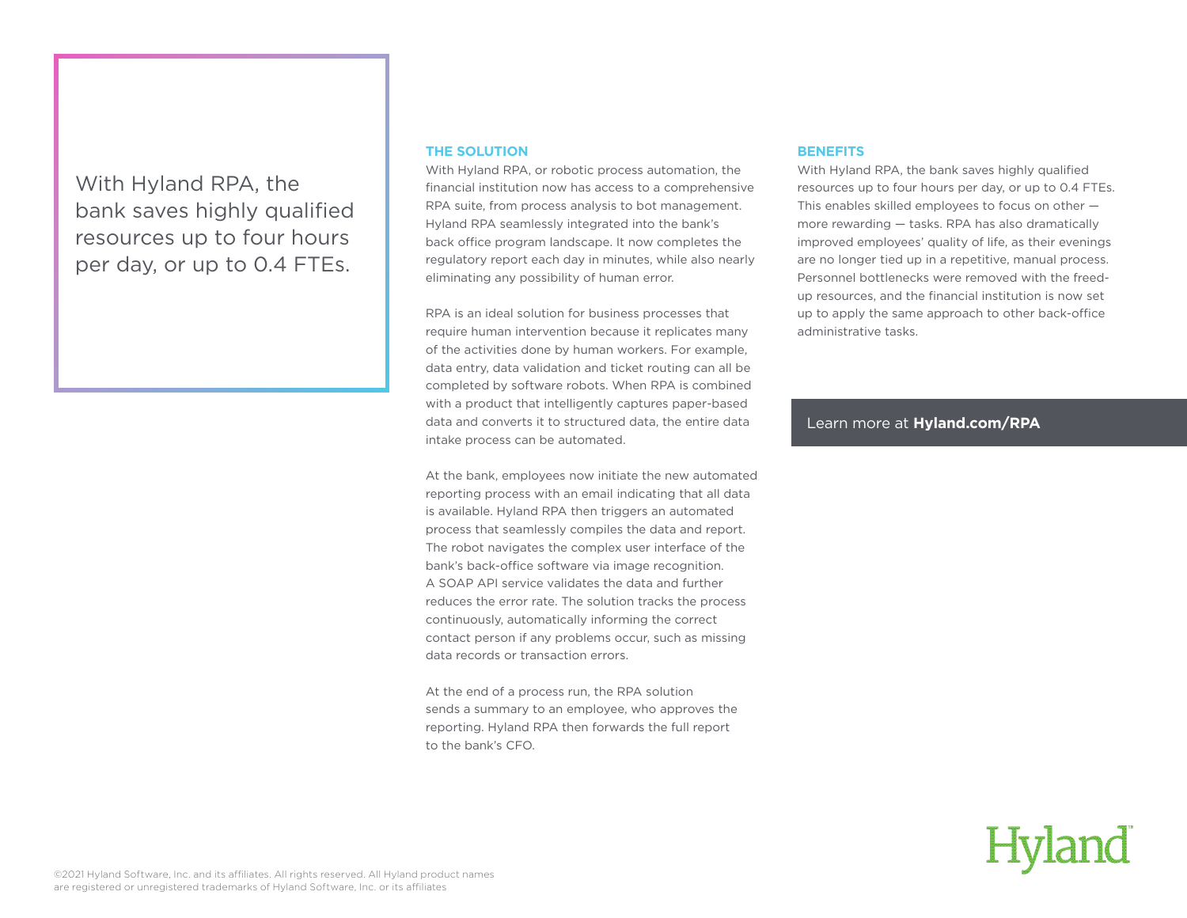With Hyland RPA, the bank saves highly qualified resources up to four hours per day, or up to 0.4 FTEs.

## THE SOLUTION

With Hyland RPA, or robotic process automation, the financial institution now has access to a comprehensive RPA suite, from process analysis to bot management. Hyland RPA seamlessly integrated into the bank's back office program landscape. It now completes the regulatory report each day in minutes, while also nearly eliminating any possibility of human error.

RPA is an ideal solution for business processes that require human intervention because it replicates many of the activities done by human workers. For example, data entry, data validation and ticket routing can all be completed by software robots. When RPA is combined with a product that intelligently captures paper-based data and converts it to structured data, the entire data intake process can be automated.

At the bank, employees now initiate the new automated reporting process with an email indicating that all data is available. Hyland RPA then triggers an automated process that seamlessly compiles the data and report. The robot navigates the complex user interface of the bank's back-office software via image recognition. A SOAP API service validates the data and further reduces the error rate. The solution tracks the process continuously, automatically informing the correct contact person if any problems occur, such as missing data records or transaction errors.

At the end of a process run, the RPA solution sends a summary to an employee, who approves the reporting. Hyland RPA then forwards the full report to the bank's CFO.

## BENEFITS

With Hyland RPA, the bank saves highly qualified resources up to four hours per day, or up to 0.4 FTEs. This enables skilled employees to focus on other — more rewarding — tasks. RPA has also dramatically improved employees' quality of life, as their evenings are no longer tied up in a repetitive, manual process. Personnel bottlenecks were removed with the freed-up resources, and the financial institution is now set up to apply the same approach to other back-office administrative tasks.

Learn more at **Hyland.com/RPA**

Hyland

©2021 Hyland Software, Inc. and its affiliates. All rights reserved. All Hyland product names are registered or unregistered trademarks of Hyland Software, Inc. or its affiliates